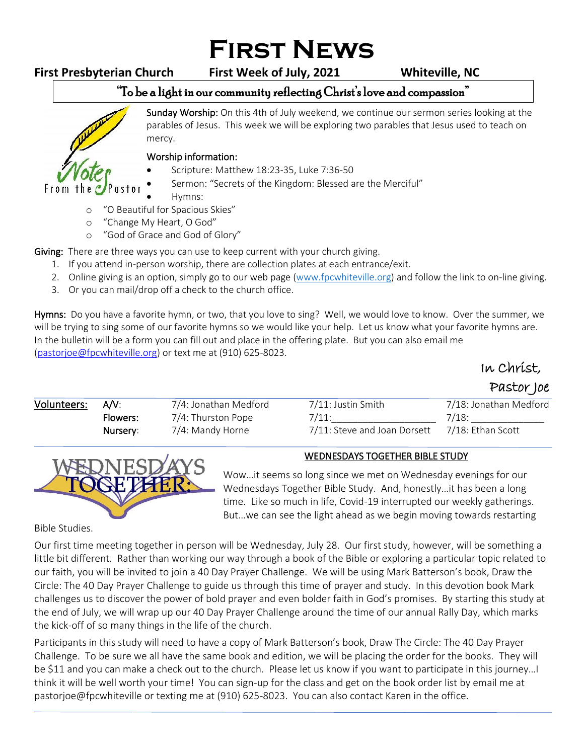# First News

**First Presbyterian Church** **First Week of July, 2021** **Whiteville, NC**

"To be a light in our community reflecting Christ's love and compassion"

Notes From the Pastor

**Sunday Worship:** On this 4th of July weekend, we continue our sermon series looking at the parables of Jesus. This week we will be exploring two parables that Jesus used to teach on mercy.

**Worship information:**

- Scripture: Matthew 18:23-35, Luke 7:36-50
- Sermon: "Secrets of the Kingdom: Blessed are the Merciful"
- Hymns:
  - "O Beautiful for Spacious Skies"
  - "Change My Heart, O God"
  - "God of Grace and God of Glory"

**Giving:** There are three ways you can use to keep current with your church giving.

1. If you attend in-person worship, there are collection plates at each entrance/exit.
2. Online giving is an option, simply go to our web page (www.fpcwhiteville.org) and follow the link to on-line giving.
3. Or you can mail/drop off a check to the church office.

**Hymns:** Do you have a favorite hymn, or two, that you love to sing? Well, we would love to know. Over the summer, we will be trying to sing some of our favorite hymns so we would like your help. Let us know what your favorite hymns are. In the bulletin will be a form you can fill out and place in the offering plate. But you can also email me (pastorjoe@fpcwhiteville.org) or text me at (910) 625-8023.

In Christ,
Pastor Joe

| **Volunteers:** | | | | |
|---|---|---|---|---|
| | **A/V**: | 7/4: Jonathan Medford | 7/11: Justin Smith | 7/18: Jonathan Medford |
| | **Flowers:** | 7/4: Thurston Pope | 7/11:___________________ | 7/18: _____________ |
| | **Nursery**: | 7/4: Mandy Horne | 7/11: Steve and Joan Dorsett | 7/18: Ethan Scott |

Wednesdays Together

## WEDNESDAYS TOGETHER BIBLE STUDY

Wow…it seems so long since we met on Wednesday evenings for our Wednesdays Together Bible Study. And, honestly…it has been a long time. Like so much in life, Covid-19 interrupted our weekly gatherings. But…we can see the light ahead as we begin moving towards restarting Bible Studies.

Our first time meeting together in person will be Wednesday, July 28. Our first study, however, will be something a little bit different. Rather than working our way through a book of the Bible or exploring a particular topic related to our faith, you will be invited to join a 40 Day Prayer Challenge. We will be using Mark Batterson's book, Draw the Circle: The 40 Day Prayer Challenge to guide us through this time of prayer and study. In this devotion book Mark challenges us to discover the power of bold prayer and even bolder faith in God's promises. By starting this study at the end of July, we will wrap up our 40 Day Prayer Challenge around the time of our annual Rally Day, which marks the kick-off of so many things in the life of the church.

Participants in this study will need to have a copy of Mark Batterson's book, Draw The Circle: The 40 Day Prayer Challenge. To be sure we all have the same book and edition, we will be placing the order for the books. They will be $11 and you can make a check out to the church. Please let us know if you want to participate in this journey…I think it will be well worth your time! You can sign-up for the class and get on the book order list by email me at pastorjoe@fpcwhiteville or texting me at (910) 625-8023. You can also contact Karen in the office.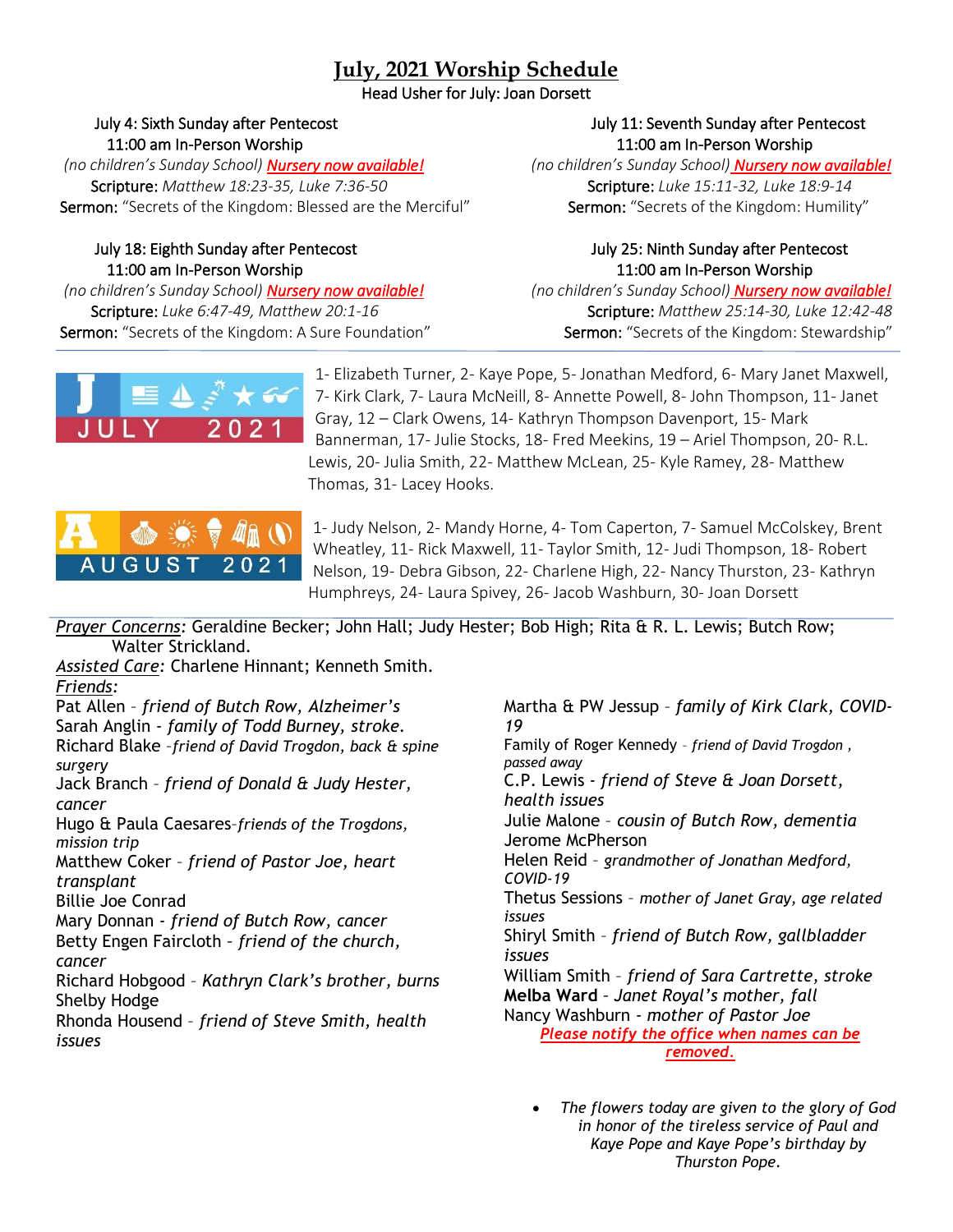# July, 2021 Worship Schedule

Head Usher for July: Joan Dorsett

**July 4: Sixth Sunday after Pentecost**
11:00 am In-Person Worship
*(no children's Sunday School)* ***Nursery now available!***
Scripture: *Matthew 18:23-35, Luke 7:36-50*
Sermon: "Secrets of the Kingdom: Blessed are the Merciful"

**July 11: Seventh Sunday after Pentecost**
11:00 am In-Person Worship
*(no children's Sunday School)* ***Nursery now available!***
Scripture: *Luke 15:11-32, Luke 18:9-14*
Sermon: "Secrets of the Kingdom: Humility"

**July 18: Eighth Sunday after Pentecost**
11:00 am In-Person Worship
*(no children's Sunday School)* ***Nursery now available!***
Scripture: *Luke 6:47-49, Matthew 20:1-16*
Sermon: "Secrets of the Kingdom: A Sure Foundation"

**July 25: Ninth Sunday after Pentecost**
11:00 am In-Person Worship
*(no children's Sunday School)* ***Nursery now available!***
Scripture: *Matthew 25:14-30, Luke 12:42-48*
Sermon: "Secrets of the Kingdom: Stewardship"

---

**JULY 2021**

1- Elizabeth Turner, 2- Kaye Pope, 5- Jonathan Medford, 6- Mary Janet Maxwell, 7- Kirk Clark, 7- Laura McNeill, 8- Annette Powell, 8- John Thompson, 11- Janet Gray, 12 – Clark Owens, 14- Kathryn Thompson Davenport, 15- Mark Bannerman, 17- Julie Stocks, 18- Fred Meekins, 19 – Ariel Thompson, 20- R.L. Lewis, 20- Julia Smith, 22- Matthew McLean, 25- Kyle Ramey, 28- Matthew Thomas, 31- Lacey Hooks.

**AUGUST 2021**

1- Judy Nelson, 2- Mandy Horne, 4- Tom Caperton, 7- Samuel McColskey, Brent Wheatley, 11- Rick Maxwell, 11- Taylor Smith, 12- Judi Thompson, 18- Robert Nelson, 19- Debra Gibson, 22- Charlene High, 22- Nancy Thurston, 23- Kathryn Humphreys, 24- Laura Spivey, 26- Jacob Washburn, 30- Joan Dorsett

---

*Prayer Concerns:* Geraldine Becker; John Hall; Judy Hester; Bob High; Rita & R. L. Lewis; Butch Row; Walter Strickland.

*Assisted Care:* Charlene Hinnant; Kenneth Smith.

*Friends:*

Pat Allen - *friend of Butch Row, Alzheimer's*
Sarah Anglin - *family of Todd Burney, stroke.*
Richard Blake -*friend of David Trogdon, back & spine surgery*
Jack Branch - *friend of Donald & Judy Hester, cancer*
Hugo & Paula Caesares-*friends of the Trogdons, mission trip*
Matthew Coker - *friend of Pastor Joe, heart transplant*
Billie Joe Conrad
Mary Donnan - *friend of Butch Row, cancer*
Betty Engen Faircloth - *friend of the church, cancer*
Richard Hobgood - *Kathryn Clark's brother, burns*
Shelby Hodge
Rhonda Housend - *friend of Steve Smith, health issues*
Martha & PW Jessup - *family of Kirk Clark, COVID-19*
Family of Roger Kennedy - *friend of David Trogdon , passed away*
C.P. Lewis - *friend of Steve & Joan Dorsett, health issues*
Julie Malone - *cousin of Butch Row, dementia*
Jerome McPherson
Helen Reid - *grandmother of Jonathan Medford, COVID-19*
Thetus Sessions - *mother of Janet Gray, age related issues*
Shiryl Smith - *friend of Butch Row, gallbladder issues*
William Smith - *friend of Sara Cartrette, stroke*
**Melba Ward** - *Janet Royal's mother, fall*
Nancy Washburn - *mother of Pastor Joe*

***Please notify the office when names can be removed.***

- *The flowers today are given to the glory of God in honor of the tireless service of Paul and Kaye Pope and Kaye Pope's birthday by Thurston Pope.*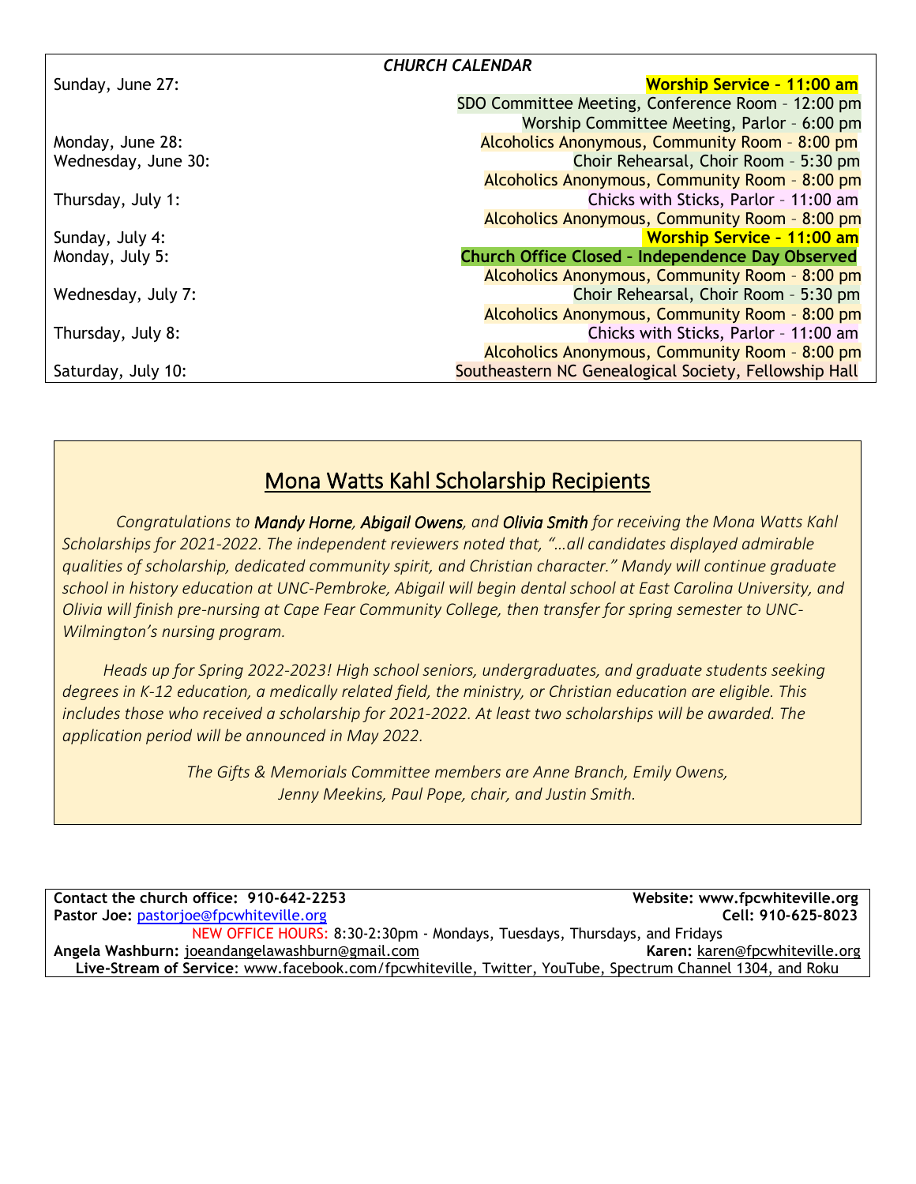***CHURCH CALENDAR***

| | |
|---|---|
| Sunday, June 27: | **Worship Service – 11:00 am** |
| | SDO Committee Meeting, Conference Room – 12:00 pm |
| | Worship Committee Meeting, Parlor – 6:00 pm |
| Monday, June 28: | Alcoholics Anonymous, Community Room – 8:00 pm |
| Wednesday, June 30: | Choir Rehearsal, Choir Room – 5:30 pm |
| | Alcoholics Anonymous, Community Room – 8:00 pm |
| Thursday, July 1: | Chicks with Sticks, Parlor – 11:00 am |
| | Alcoholics Anonymous, Community Room – 8:00 pm |
| Sunday, July 4: | **Worship Service – 11:00 am** |
| Monday, July 5: | **Church Office Closed – Independence Day Observed** |
| | Alcoholics Anonymous, Community Room – 8:00 pm |
| Wednesday, July 7: | Choir Rehearsal, Choir Room – 5:30 pm |
| | Alcoholics Anonymous, Community Room – 8:00 pm |
| Thursday, July 8: | Chicks with Sticks, Parlor – 11:00 am |
| | Alcoholics Anonymous, Community Room – 8:00 pm |
| Saturday, July 10: | Southeastern NC Genealogical Society, Fellowship Hall |

## Mona Watts Kahl Scholarship Recipients

*Congratulations to **Mandy Horne**, **Abigail Owens**, and **Olivia Smith** for receiving the Mona Watts Kahl Scholarships for 2021-2022. The independent reviewers noted that, "…all candidates displayed admirable qualities of scholarship, dedicated community spirit, and Christian character." Mandy will continue graduate school in history education at UNC-Pembroke, Abigail will begin dental school at East Carolina University, and Olivia will finish pre-nursing at Cape Fear Community College, then transfer for spring semester to UNC-Wilmington's nursing program.*

*Heads up for Spring 2022-2023! High school seniors, undergraduates, and graduate students seeking degrees in K-12 education, a medically related field, the ministry, or Christian education are eligible. This includes those who received a scholarship for 2021-2022. At least two scholarships will be awarded. The application period will be announced in May 2022.*

*The Gifts & Memorials Committee members are Anne Branch, Emily Owens, Jenny Meekins, Paul Pope, chair, and Justin Smith.*

**Contact the church office: 910-642-2253** | **Website: www.fpcwhiteville.org**

**Pastor Joe:** pastorjoe@fpcwhiteville.org | **Cell: 910-625-8023**

NEW OFFICE HOURS: 8:30-2:30pm - Mondays, Tuesdays, Thursdays, and Fridays

**Angela Washburn:** joeandangelawashburn@gmail.com | **Karen:** karen@fpcwhiteville.org

**Live-Stream of Service**: www.facebook.com/fpcwhiteville, Twitter, YouTube, Spectrum Channel 1304, and Roku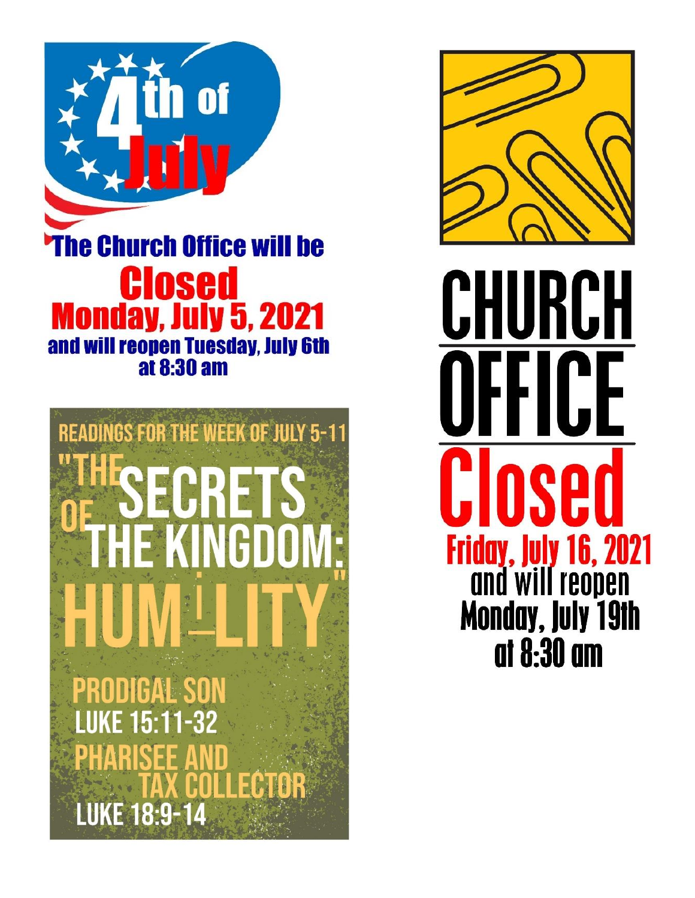4th of July

The Church Office will be

**Closed**

**Monday, July 5, 2021**

and will reopen Tuesday, July 6th at 8:30 am

READINGS FOR THE WEEK OF JULY 5-11

"THE SECRETS OF THE KINGDOM: HUMILITY"

PRODIGAL SON
LUKE 15:11-32

PHARISEE AND TAX COLLECTOR
LUKE 18:9-14

# CHURCH OFFICE

# Closed

**Friday, July 16, 2021**

and will reopen

Monday, July 19th

at 8:30 am